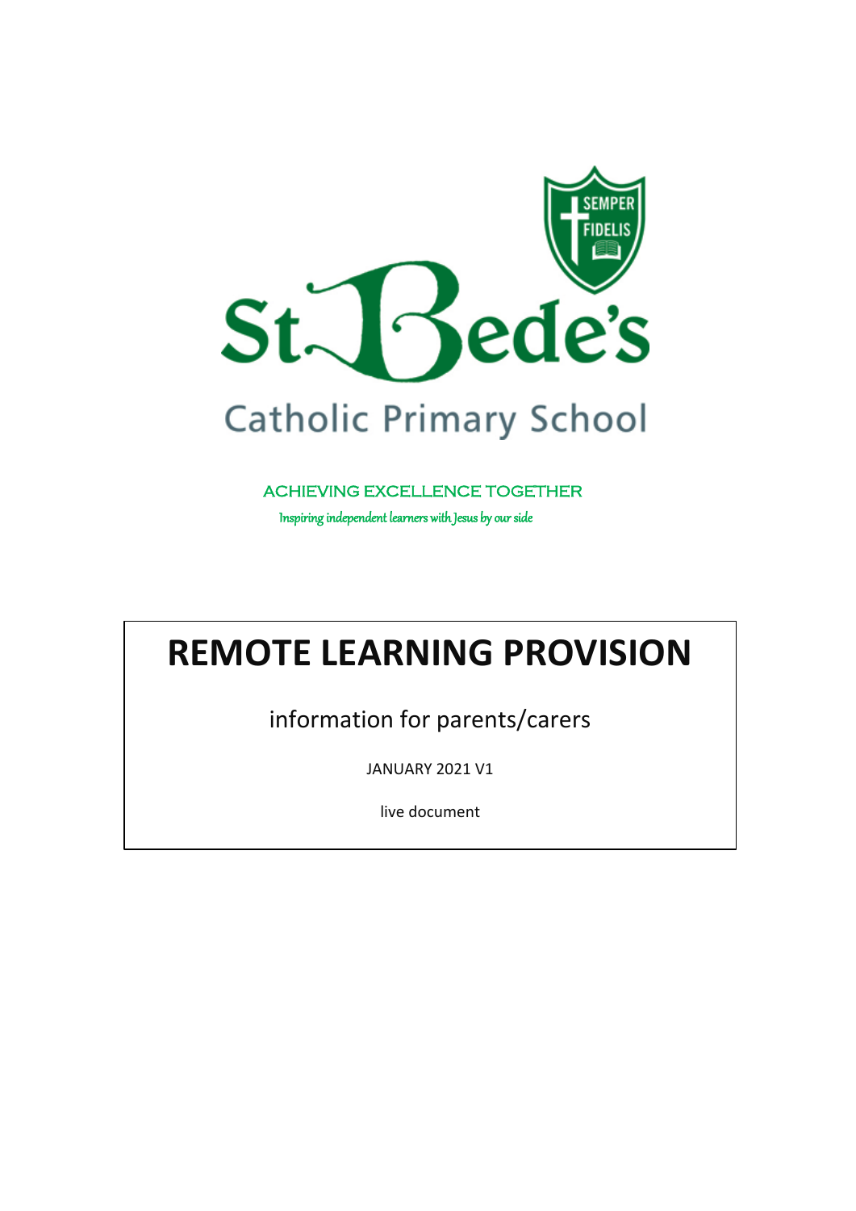St Bede's

Catholic Primary School

SEMPER FIDELIS

ACHIEVING EXCELLENCE TOGETHER

*Inspiring independent learners with Jesus by our side*

# REMOTE LEARNING PROVISION

information for parents/carers

JANUARY 2021 V1

live document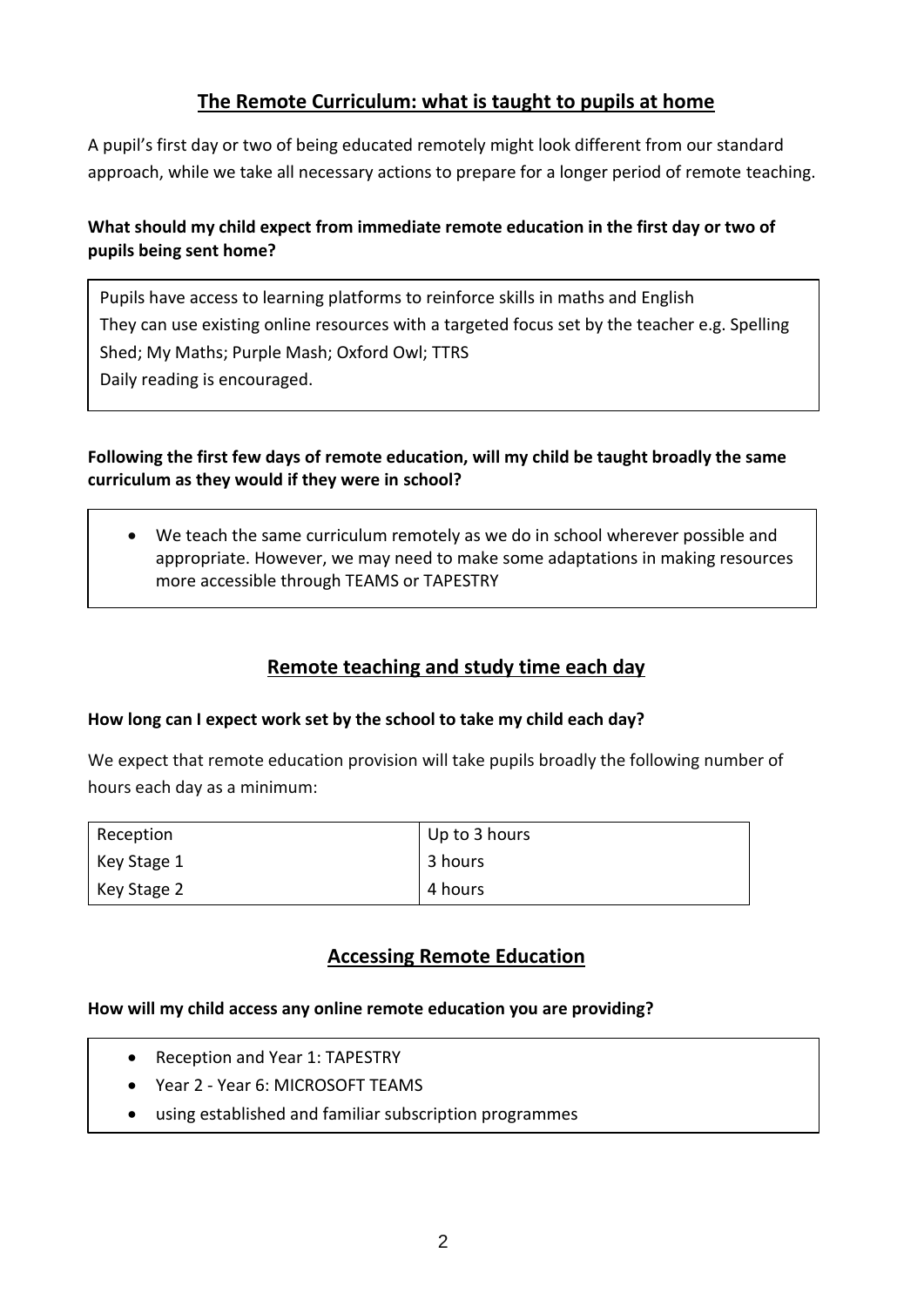## The Remote Curriculum: what is taught to pupils at home

A pupil's first day or two of being educated remotely might look different from our standard approach, while we take all necessary actions to prepare for a longer period of remote teaching.

**What should my child expect from immediate remote education in the first day or two of pupils being sent home?**

Pupils have access to learning platforms to reinforce skills in maths and English
They can use existing online resources with a targeted focus set by the teacher e.g. Spelling Shed; My Maths; Purple Mash; Oxford Owl; TTRS
Daily reading is encouraged.

**Following the first few days of remote education, will my child be taught broadly the same curriculum as they would if they were in school?**

- We teach the same curriculum remotely as we do in school wherever possible and appropriate. However, we may need to make some adaptations in making resources more accessible through TEAMS or TAPESTRY

## Remote teaching and study time each day

**How long can I expect work set by the school to take my child each day?**

We expect that remote education provision will take pupils broadly the following number of hours each day as a minimum:

| | |
|---|---|
| Reception | Up to 3 hours |
| Key Stage 1 | 3 hours |
| Key Stage 2 | 4 hours |

## Accessing Remote Education

**How will my child access any online remote education you are providing?**

- Reception and Year 1: TAPESTRY
- Year 2 - Year 6: MICROSOFT TEAMS
- using established and familiar subscription programmes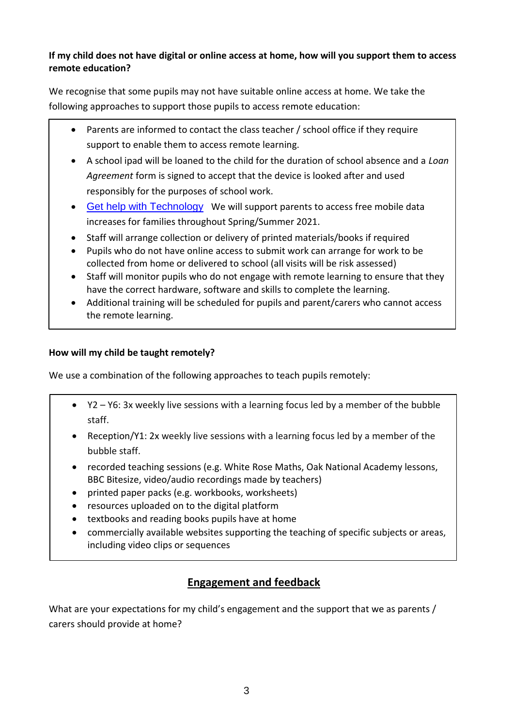**If my child does not have digital or online access at home, how will you support them to access remote education?**

We recognise that some pupils may not have suitable online access at home. We take the following approaches to support those pupils to access remote education:

- Parents are informed to contact the class teacher / school office if they require support to enable them to access remote learning.
- A school ipad will be loaned to the child for the duration of school absence and a *Loan Agreement* form is signed to accept that the device is looked after and used responsibly for the purposes of school work.
- Get help with Technology We will support parents to access free mobile data increases for families throughout Spring/Summer 2021.
- Staff will arrange collection or delivery of printed materials/books if required
- Pupils who do not have online access to submit work can arrange for work to be collected from home or delivered to school (all visits will be risk assessed)
- Staff will monitor pupils who do not engage with remote learning to ensure that they have the correct hardware, software and skills to complete the learning.
- Additional training will be scheduled for pupils and parent/carers who cannot access the remote learning.

**How will my child be taught remotely?**

We use a combination of the following approaches to teach pupils remotely:

- Y2 – Y6: 3x weekly live sessions with a learning focus led by a member of the bubble staff.
- Reception/Y1: 2x weekly live sessions with a learning focus led by a member of the bubble staff.
- recorded teaching sessions (e.g. White Rose Maths, Oak National Academy lessons, BBC Bitesize, video/audio recordings made by teachers)
- printed paper packs (e.g. workbooks, worksheets)
- resources uploaded on to the digital platform
- textbooks and reading books pupils have at home
- commercially available websites supporting the teaching of specific subjects or areas, including video clips or sequences

## Engagement and feedback

What are your expectations for my child's engagement and the support that we as parents / carers should provide at home?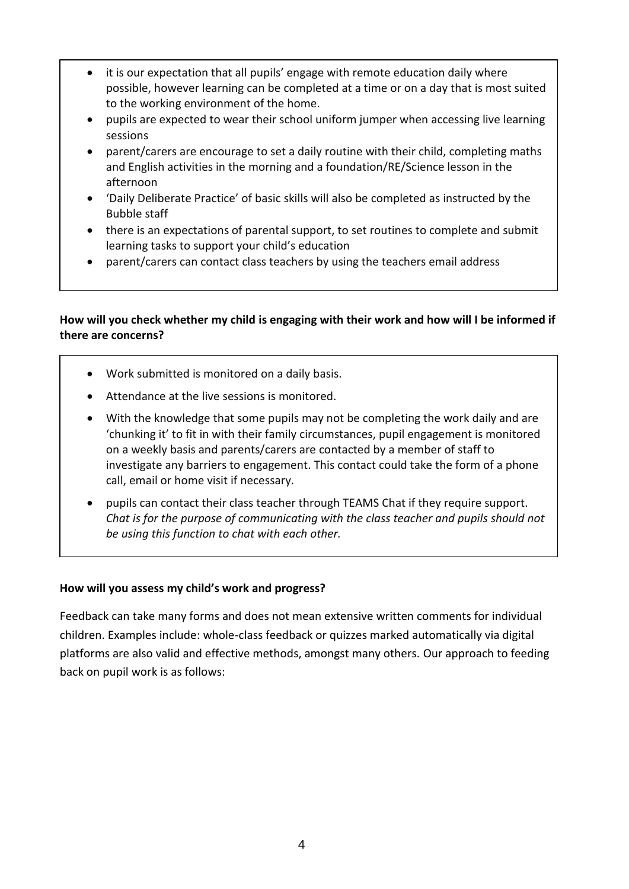- it is our expectation that all pupils' engage with remote education daily where possible, however learning can be completed at a time or on a day that is most suited to the working environment of the home.
- pupils are expected to wear their school uniform jumper when accessing live learning sessions
- parent/carers are encourage to set a daily routine with their child, completing maths and English activities in the morning and a foundation/RE/Science lesson in the afternoon
- 'Daily Deliberate Practice' of basic skills will also be completed as instructed by the Bubble staff
- there is an expectations of parental support, to set routines to complete and submit learning tasks to support your child's education
- parent/carers can contact class teachers by using the teachers email address

**How will you check whether my child is engaging with their work and how will I be informed if there are concerns?**

- Work submitted is monitored on a daily basis.
- Attendance at the live sessions is monitored.
- With the knowledge that some pupils may not be completing the work daily and are 'chunking it' to fit in with their family circumstances, pupil engagement is monitored on a weekly basis and parents/carers are contacted by a member of staff to investigate any barriers to engagement. This contact could take the form of a phone call, email or home visit if necessary.
- pupils can contact their class teacher through TEAMS Chat if they require support. *Chat is for the purpose of communicating with the class teacher and pupils should not be using this function to chat with each other.*

**How will you assess my child's work and progress?**

Feedback can take many forms and does not mean extensive written comments for individual children. Examples include: whole-class feedback or quizzes marked automatically via digital platforms are also valid and effective methods, amongst many others. Our approach to feeding back on pupil work is as follows: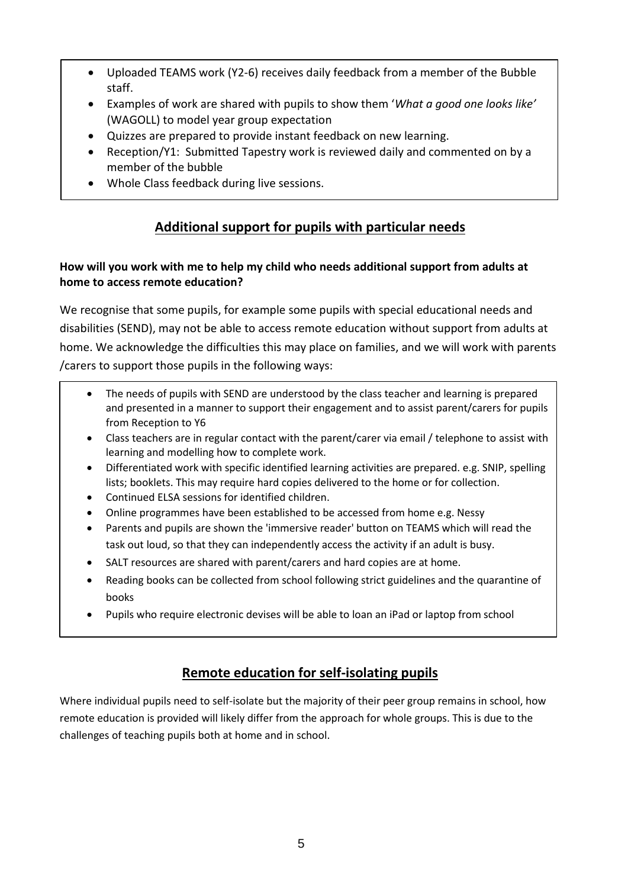- Uploaded TEAMS work (Y2-6) receives daily feedback from a member of the Bubble staff.
- Examples of work are shared with pupils to show them '*What a good one looks like'* (WAGOLL) to model year group expectation
- Quizzes are prepared to provide instant feedback on new learning.
- Reception/Y1: Submitted Tapestry work is reviewed daily and commented on by a member of the bubble
- Whole Class feedback during live sessions.

## Additional support for pupils with particular needs

**How will you work with me to help my child who needs additional support from adults at home to access remote education?**

We recognise that some pupils, for example some pupils with special educational needs and disabilities (SEND), may not be able to access remote education without support from adults at home. We acknowledge the difficulties this may place on families, and we will work with parents /carers to support those pupils in the following ways:

- The needs of pupils with SEND are understood by the class teacher and learning is prepared and presented in a manner to support their engagement and to assist parent/carers for pupils from Reception to Y6
- Class teachers are in regular contact with the parent/carer via email / telephone to assist with learning and modelling how to complete work.
- Differentiated work with specific identified learning activities are prepared. e.g. SNIP, spelling lists; booklets. This may require hard copies delivered to the home or for collection.
- Continued ELSA sessions for identified children.
- Online programmes have been established to be accessed from home e.g. Nessy
- Parents and pupils are shown the 'immersive reader' button on TEAMS which will read the task out loud, so that they can independently access the activity if an adult is busy.
- SALT resources are shared with parent/carers and hard copies are at home.
- Reading books can be collected from school following strict guidelines and the quarantine of books
- Pupils who require electronic devises will be able to loan an iPad or laptop from school

## Remote education for self-isolating pupils

Where individual pupils need to self-isolate but the majority of their peer group remains in school, how remote education is provided will likely differ from the approach for whole groups. This is due to the challenges of teaching pupils both at home and in school.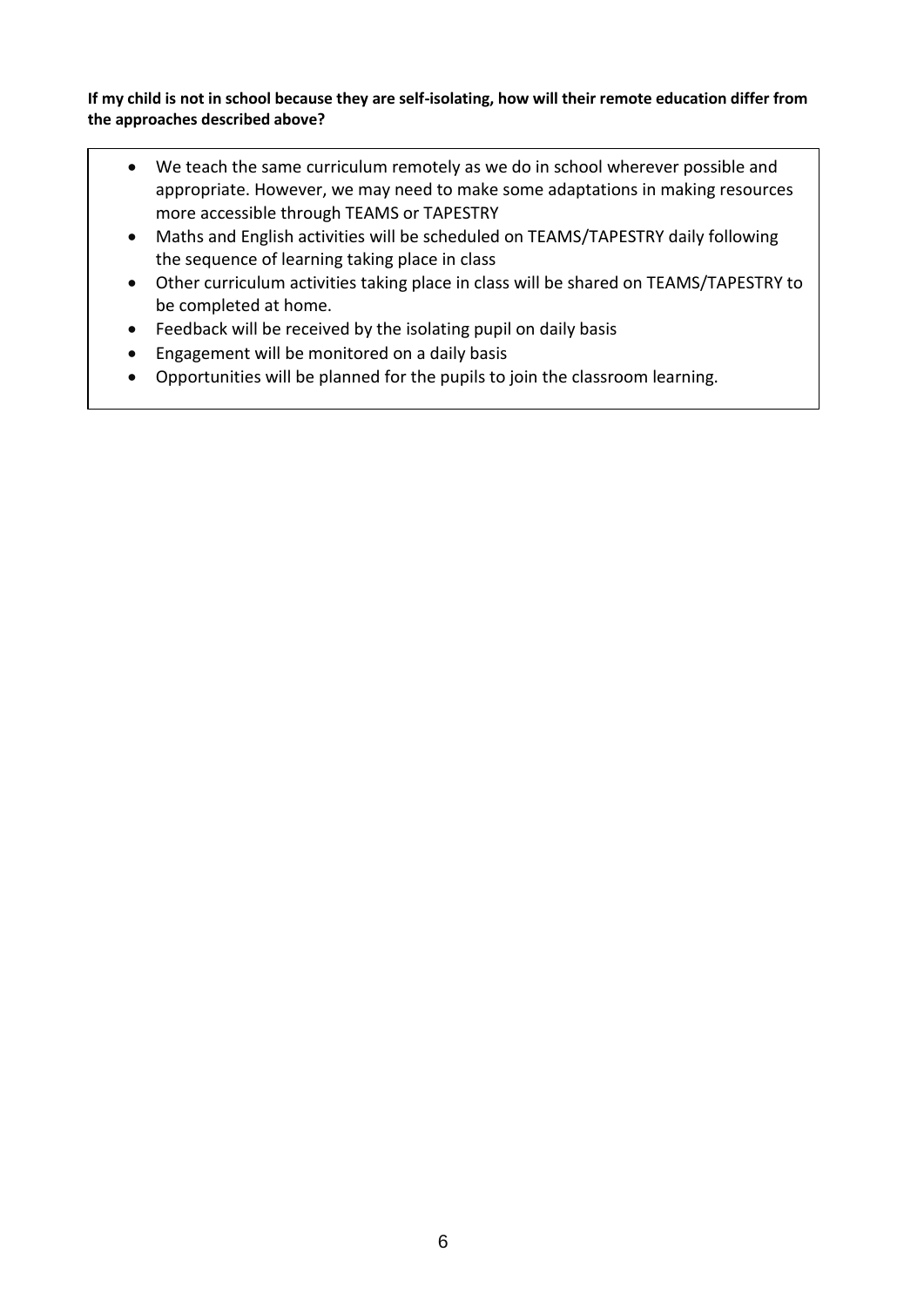**If my child is not in school because they are self-isolating, how will their remote education differ from the approaches described above?**

- We teach the same curriculum remotely as we do in school wherever possible and appropriate. However, we may need to make some adaptations in making resources more accessible through TEAMS or TAPESTRY
- Maths and English activities will be scheduled on TEAMS/TAPESTRY daily following the sequence of learning taking place in class
- Other curriculum activities taking place in class will be shared on TEAMS/TAPESTRY to be completed at home.
- Feedback will be received by the isolating pupil on daily basis
- Engagement will be monitored on a daily basis
- Opportunities will be planned for the pupils to join the classroom learning.